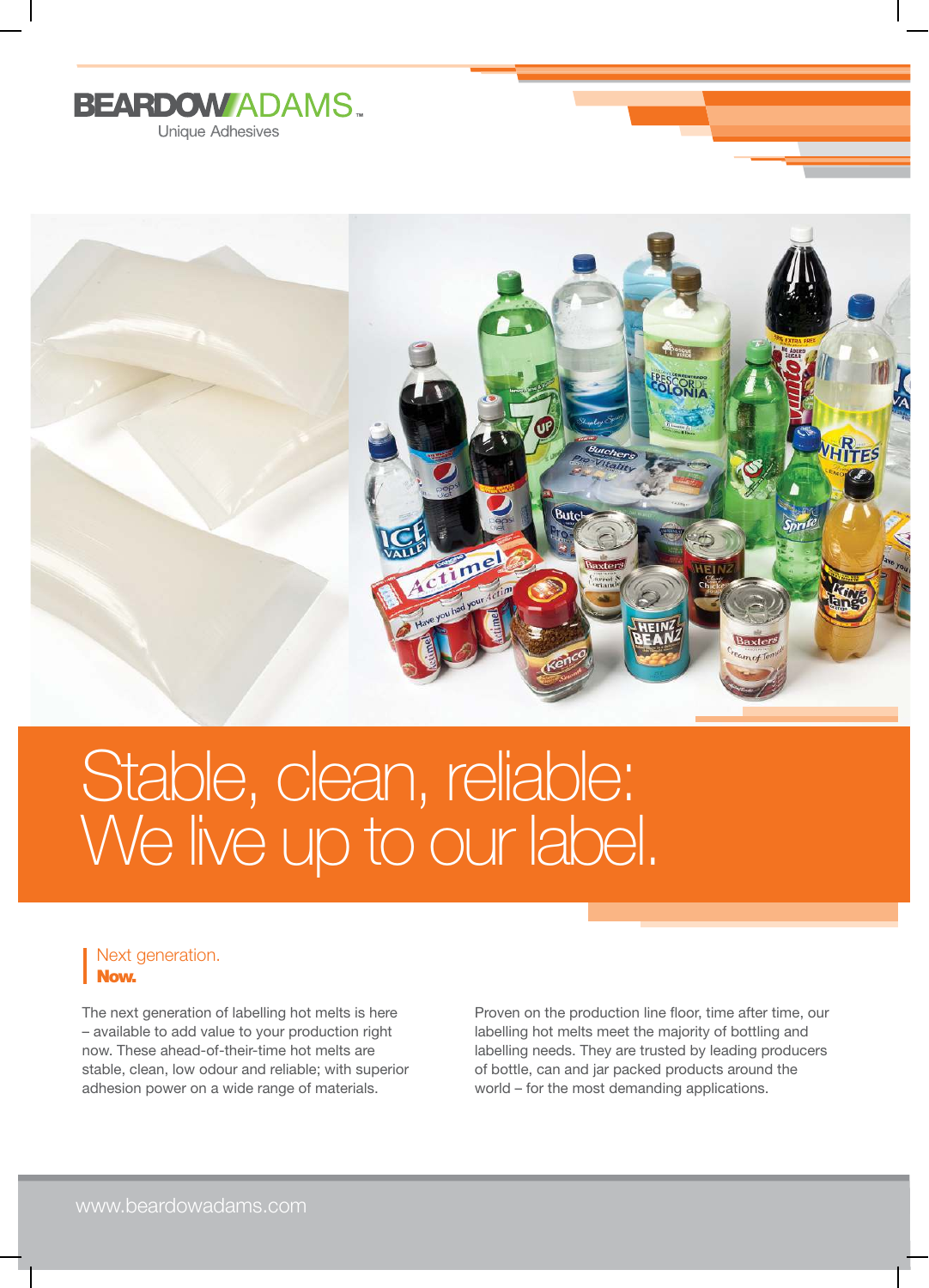BEARDOWADAMS™

Unique Adhesives

# Stable, clean, reliable: We live up to our label.

## Next generation. **Now.**

The next generation of labelling hot melts is here – available to add value to your production right now. These ahead-of-their-time hot melts are stable, clean, low odour and reliable; with superior adhesion power on a wide range of materials.

Proven on the production line floor, time after time, our labelling hot melts meet the majority of bottling and labelling needs. They are trusted by leading producers of bottle, can and jar packed products around the world – for the most demanding applications.

www.beardowadams.com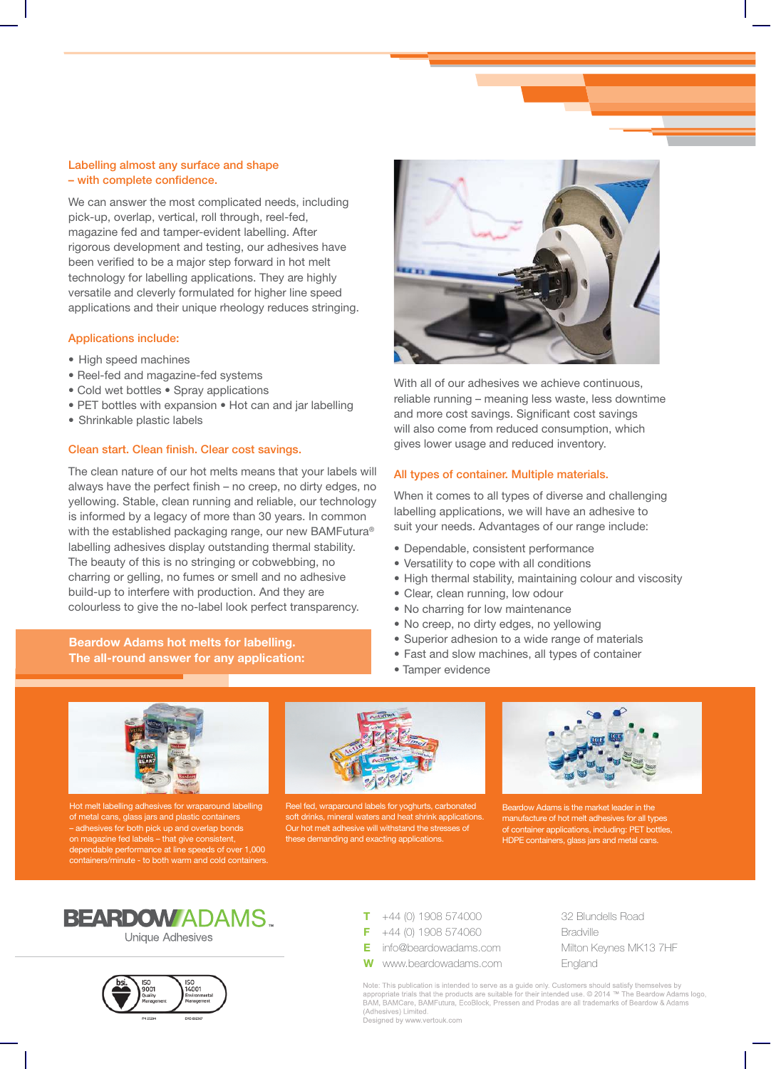## Labelling almost any surface and shape – with complete confidence.

We can answer the most complicated needs, including pick-up, overlap, vertical, roll through, reel-fed, magazine fed and tamper-evident labelling. After rigorous development and testing, our adhesives have been verified to be a major step forward in hot melt technology for labelling applications. They are highly versatile and cleverly formulated for higher line speed applications and their unique rheology reduces stringing.

### Applications include:

- High speed machines
- Reel-fed and magazine-fed systems
- Cold wet bottles • Spray applications
- PET bottles with expansion • Hot can and jar labelling
- Shrinkable plastic labels

### Clean start. Clean finish. Clear cost savings.

The clean nature of our hot melts means that your labels will always have the perfect finish – no creep, no dirty edges, no yellowing. Stable, clean running and reliable, our technology is informed by a legacy of more than 30 years. In common with the established packaging range, our new BAMFutura® labelling adhesives display outstanding thermal stability. The beauty of this is no stringing or cobwebbing, no charring or gelling, no fumes or smell and no adhesive build-up to interfere with production. And they are colourless to give the no-label look perfect transparency.

With all of our adhesives we achieve continuous, reliable running – meaning less waste, less downtime and more cost savings. Significant cost savings will also come from reduced consumption, which gives lower usage and reduced inventory.

### All types of container. Multiple materials.

When it comes to all types of diverse and challenging labelling applications, we will have an adhesive to suit your needs. Advantages of our range include:

- Dependable, consistent performance
- Versatility to cope with all conditions
- High thermal stability, maintaining colour and viscosity
- Clear, clean running, low odour
- No charring for low maintenance
- No creep, no dirty edges, no yellowing
- Superior adhesion to a wide range of materials
- Fast and slow machines, all types of container
- Tamper evidence

**Beardow Adams hot melts for labelling. The all-round answer for any application:**

Hot melt labelling adhesives for wraparound labelling of metal cans, glass jars and plastic containers – adhesives for both pick up and overlap bonds on magazine fed labels – that give consistent, dependable performance at line speeds of over 1,000 containers/minute - to both warm and cold containers.

Reel fed, wraparound labels for yoghurts, carbonated soft drinks, mineral waters and heat shrink applications. Our hot melt adhesive will withstand the stresses of these demanding and exacting applications.

Beardow Adams is the market leader in the manufacture of hot melt adhesives for all types of container applications, including: PET bottles, HDPE containers, glass jars and metal cans.

BEARDOW ADAMS
Unique Adhesives

bsi. ISO 9001 Quality Management FM 25394 | ISO 14001 Environmental Management EMS 602347

**T** +44 (0) 1908 574000
**F** +44 (0) 1908 574060
**E** info@beardowadams.com
**W** www.beardowadams.com

32 Blundells Road
Bradville
Milton Keynes MK13 7HF
England

Note: This publication is intended to serve as a guide only. Customers should satisfy themselves by appropriate trials that the products are suitable for their intended use. © 2014 ™ The Beardow Adams logo, BAM, BAMCare, BAMFutura, EcoBlock, Pressen and Prodas are all trademarks of Beardow & Adams (Adhesives) Limited.
Designed by www.vertouk.com